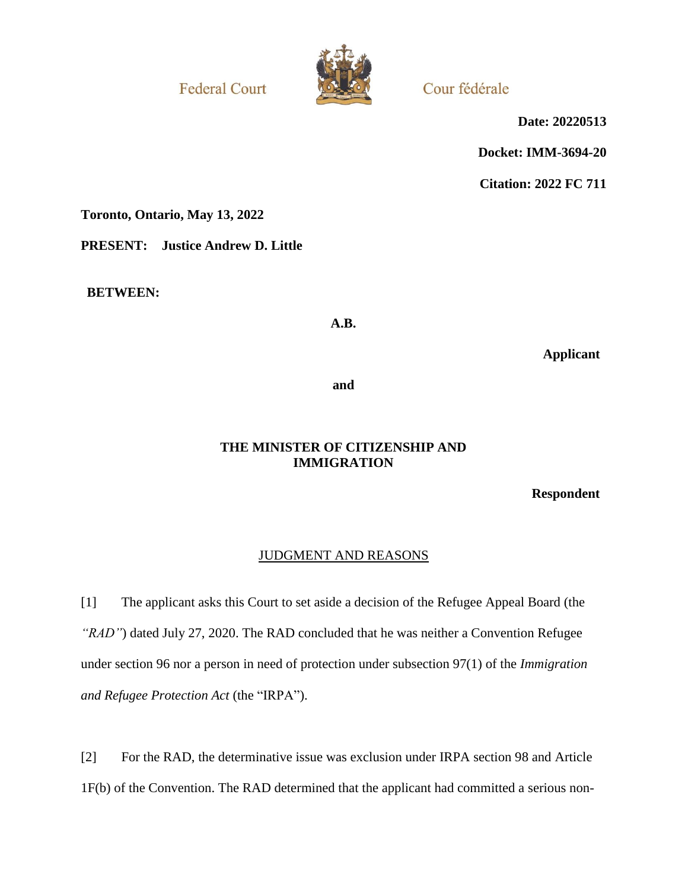Federal Court — Cour fédérale

**Date: 20220513**

**Docket: IMM-3694-20**

**Citation: 2022 FC 711**

**Toronto, Ontario, May 13, 2022**

**PRESENT: Justice Andrew D. Little**

**BETWEEN:**

**A.B.**

**Applicant**

**and**

**THE MINISTER OF CITIZENSHIP AND IMMIGRATION**

**Respondent**

## JUDGMENT AND REASONS

[1] The applicant asks this Court to set aside a decision of the Refugee Appeal Board (the *"RAD"*) dated July 27, 2020. The RAD concluded that he was neither a Convention Refugee under section 96 nor a person in need of protection under subsection 97(1) of the *Immigration and Refugee Protection Act* (the "IRPA").

[2] For the RAD, the determinative issue was exclusion under IRPA section 98 and Article 1F(b) of the Convention. The RAD determined that the applicant had committed a serious non-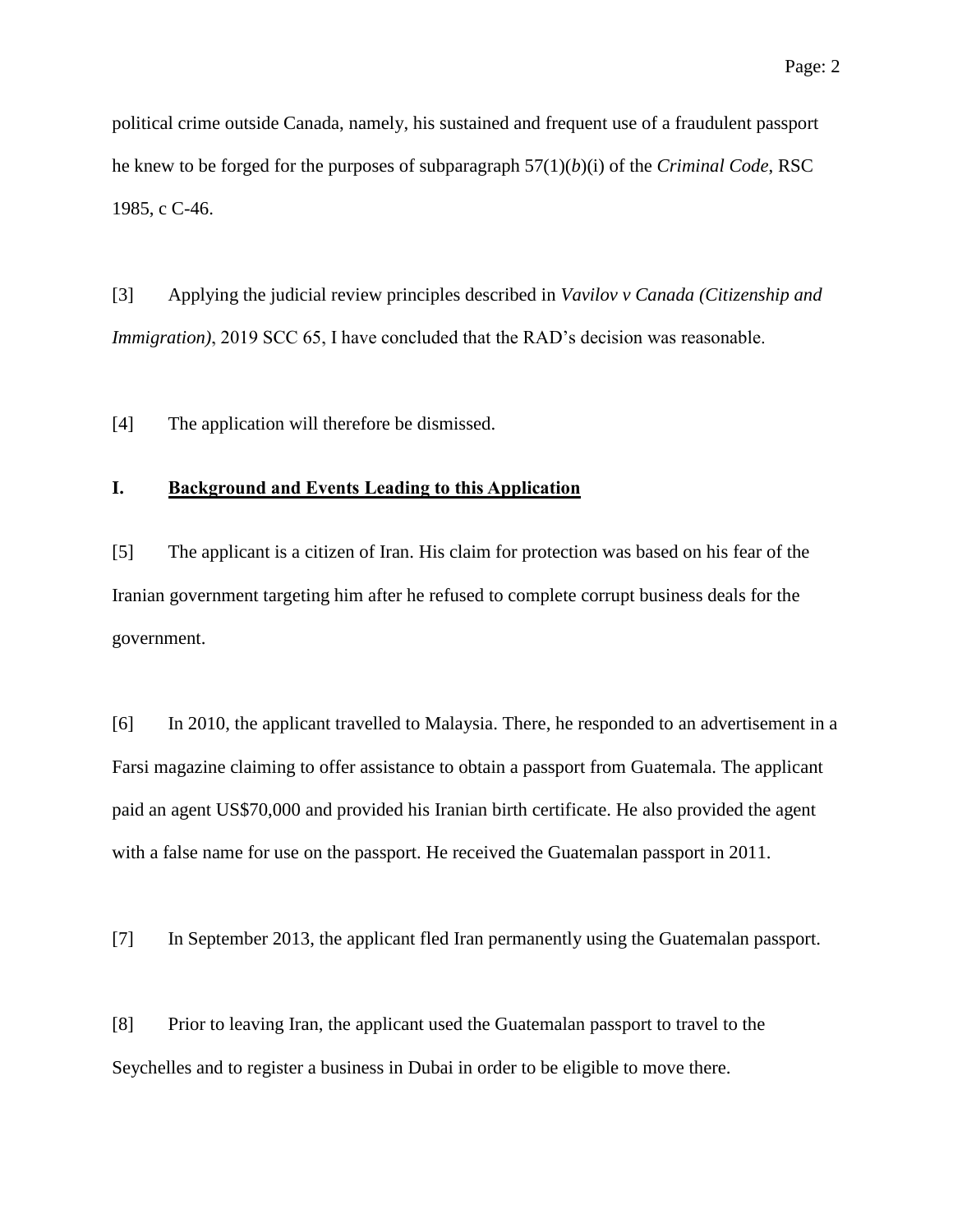political crime outside Canada, namely, his sustained and frequent use of a fraudulent passport he knew to be forged for the purposes of subparagraph 57(1)(*b*)(i) of the *Criminal Code*, RSC 1985, c C-46.

[3] Applying the judicial review principles described in *Vavilov v Canada (Citizenship and Immigration)*, 2019 SCC 65, I have concluded that the RAD's decision was reasonable.

[4] The application will therefore be dismissed.

## I. Background and Events Leading to this Application

[5] The applicant is a citizen of Iran. His claim for protection was based on his fear of the Iranian government targeting him after he refused to complete corrupt business deals for the government.

[6] In 2010, the applicant travelled to Malaysia. There, he responded to an advertisement in a Farsi magazine claiming to offer assistance to obtain a passport from Guatemala. The applicant paid an agent US$70,000 and provided his Iranian birth certificate. He also provided the agent with a false name for use on the passport. He received the Guatemalan passport in 2011.

[7] In September 2013, the applicant fled Iran permanently using the Guatemalan passport.

[8] Prior to leaving Iran, the applicant used the Guatemalan passport to travel to the Seychelles and to register a business in Dubai in order to be eligible to move there.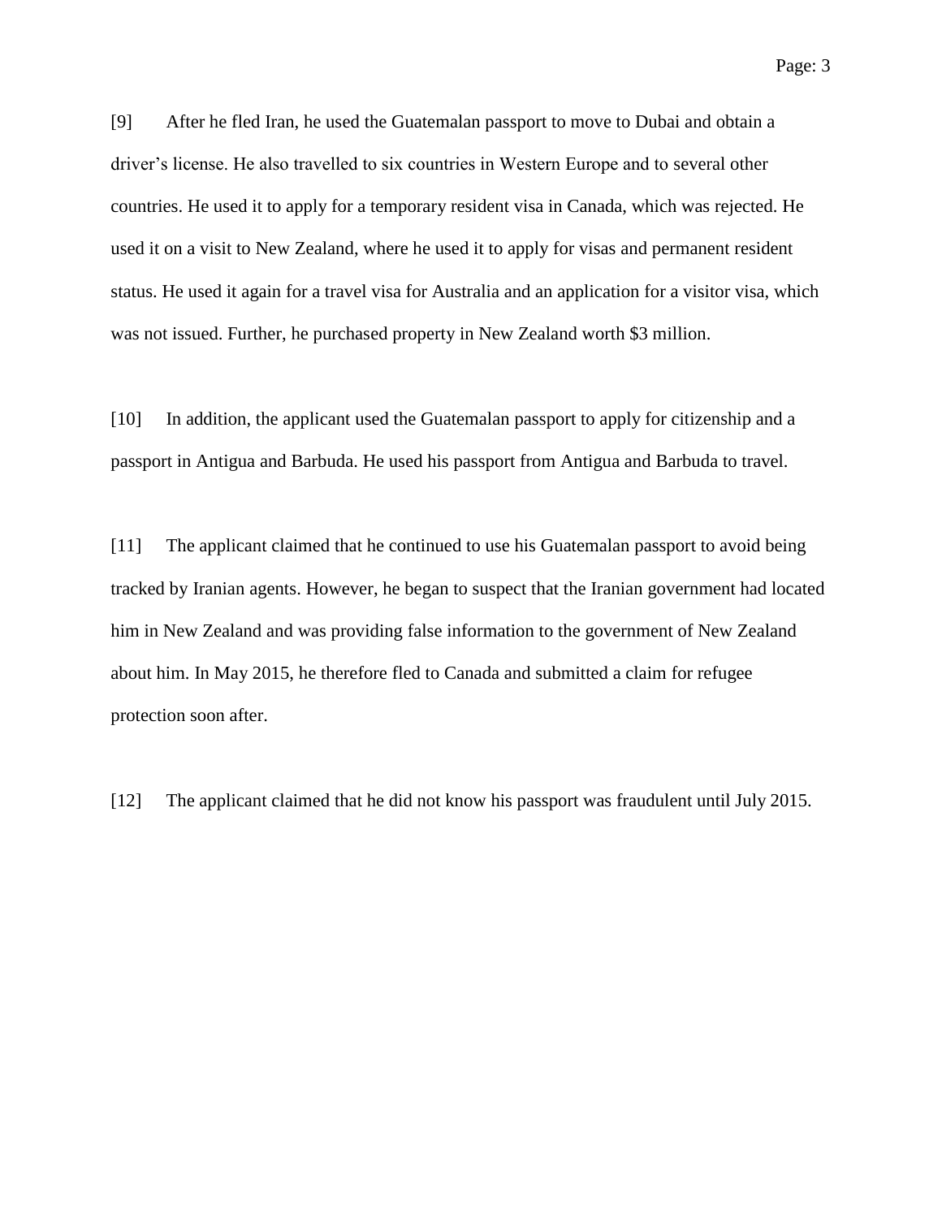[9] After he fled Iran, he used the Guatemalan passport to move to Dubai and obtain a driver's license. He also travelled to six countries in Western Europe and to several other countries. He used it to apply for a temporary resident visa in Canada, which was rejected. He used it on a visit to New Zealand, where he used it to apply for visas and permanent resident status. He used it again for a travel visa for Australia and an application for a visitor visa, which was not issued. Further, he purchased property in New Zealand worth $3 million.

[10] In addition, the applicant used the Guatemalan passport to apply for citizenship and a passport in Antigua and Barbuda. He used his passport from Antigua and Barbuda to travel.

[11] The applicant claimed that he continued to use his Guatemalan passport to avoid being tracked by Iranian agents. However, he began to suspect that the Iranian government had located him in New Zealand and was providing false information to the government of New Zealand about him. In May 2015, he therefore fled to Canada and submitted a claim for refugee protection soon after.

[12] The applicant claimed that he did not know his passport was fraudulent until July 2015.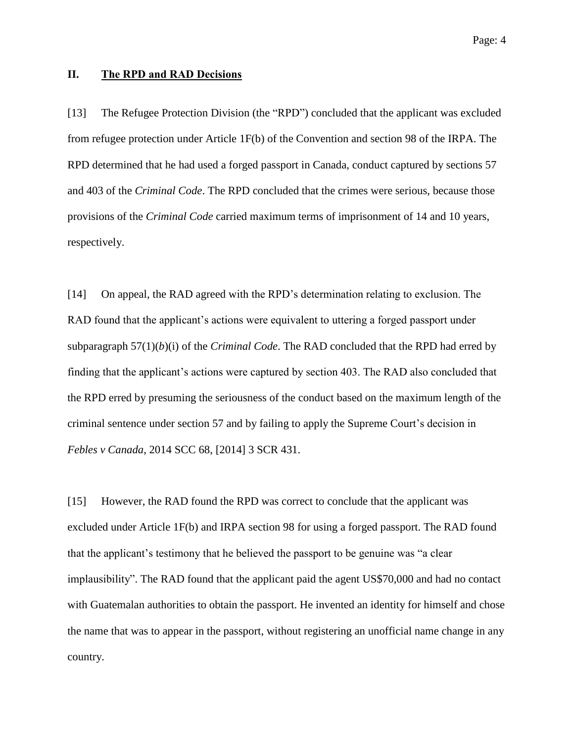## II. The RPD and RAD Decisions

[13] The Refugee Protection Division (the "RPD") concluded that the applicant was excluded from refugee protection under Article 1F(b) of the Convention and section 98 of the IRPA. The RPD determined that he had used a forged passport in Canada, conduct captured by sections 57 and 403 of the *Criminal Code*. The RPD concluded that the crimes were serious, because those provisions of the *Criminal Code* carried maximum terms of imprisonment of 14 and 10 years, respectively.

[14] On appeal, the RAD agreed with the RPD's determination relating to exclusion. The RAD found that the applicant's actions were equivalent to uttering a forged passport under subparagraph 57(1)(*b*)(i) of the *Criminal Code*. The RAD concluded that the RPD had erred by finding that the applicant's actions were captured by section 403. The RAD also concluded that the RPD erred by presuming the seriousness of the conduct based on the maximum length of the criminal sentence under section 57 and by failing to apply the Supreme Court's decision in *Febles v Canada*, 2014 SCC 68, [2014] 3 SCR 431.

[15] However, the RAD found the RPD was correct to conclude that the applicant was excluded under Article 1F(b) and IRPA section 98 for using a forged passport. The RAD found that the applicant's testimony that he believed the passport to be genuine was "a clear implausibility". The RAD found that the applicant paid the agent US$70,000 and had no contact with Guatemalan authorities to obtain the passport. He invented an identity for himself and chose the name that was to appear in the passport, without registering an unofficial name change in any country.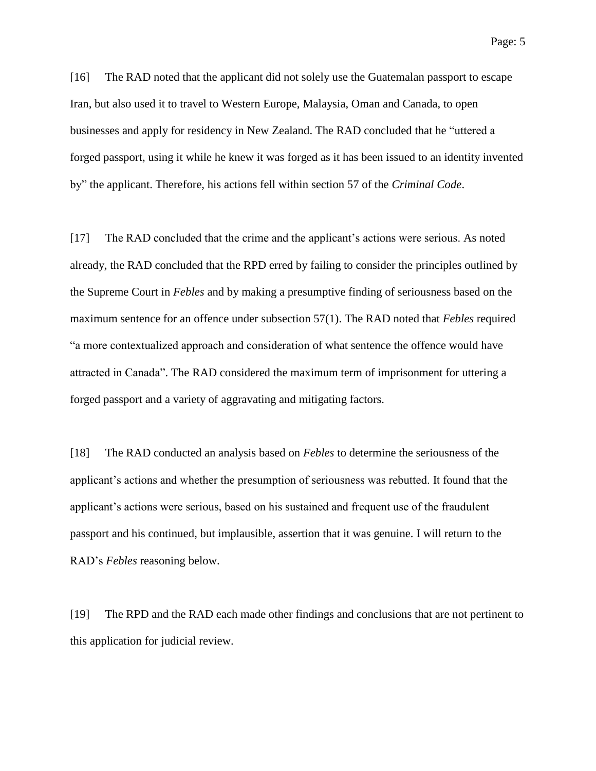[16] The RAD noted that the applicant did not solely use the Guatemalan passport to escape Iran, but also used it to travel to Western Europe, Malaysia, Oman and Canada, to open businesses and apply for residency in New Zealand. The RAD concluded that he "uttered a forged passport, using it while he knew it was forged as it has been issued to an identity invented by" the applicant. Therefore, his actions fell within section 57 of the *Criminal Code*.

[17] The RAD concluded that the crime and the applicant's actions were serious. As noted already, the RAD concluded that the RPD erred by failing to consider the principles outlined by the Supreme Court in *Febles* and by making a presumptive finding of seriousness based on the maximum sentence for an offence under subsection 57(1). The RAD noted that *Febles* required "a more contextualized approach and consideration of what sentence the offence would have attracted in Canada". The RAD considered the maximum term of imprisonment for uttering a forged passport and a variety of aggravating and mitigating factors.

[18] The RAD conducted an analysis based on *Febles* to determine the seriousness of the applicant's actions and whether the presumption of seriousness was rebutted. It found that the applicant's actions were serious, based on his sustained and frequent use of the fraudulent passport and his continued, but implausible, assertion that it was genuine. I will return to the RAD's *Febles* reasoning below.

[19] The RPD and the RAD each made other findings and conclusions that are not pertinent to this application for judicial review.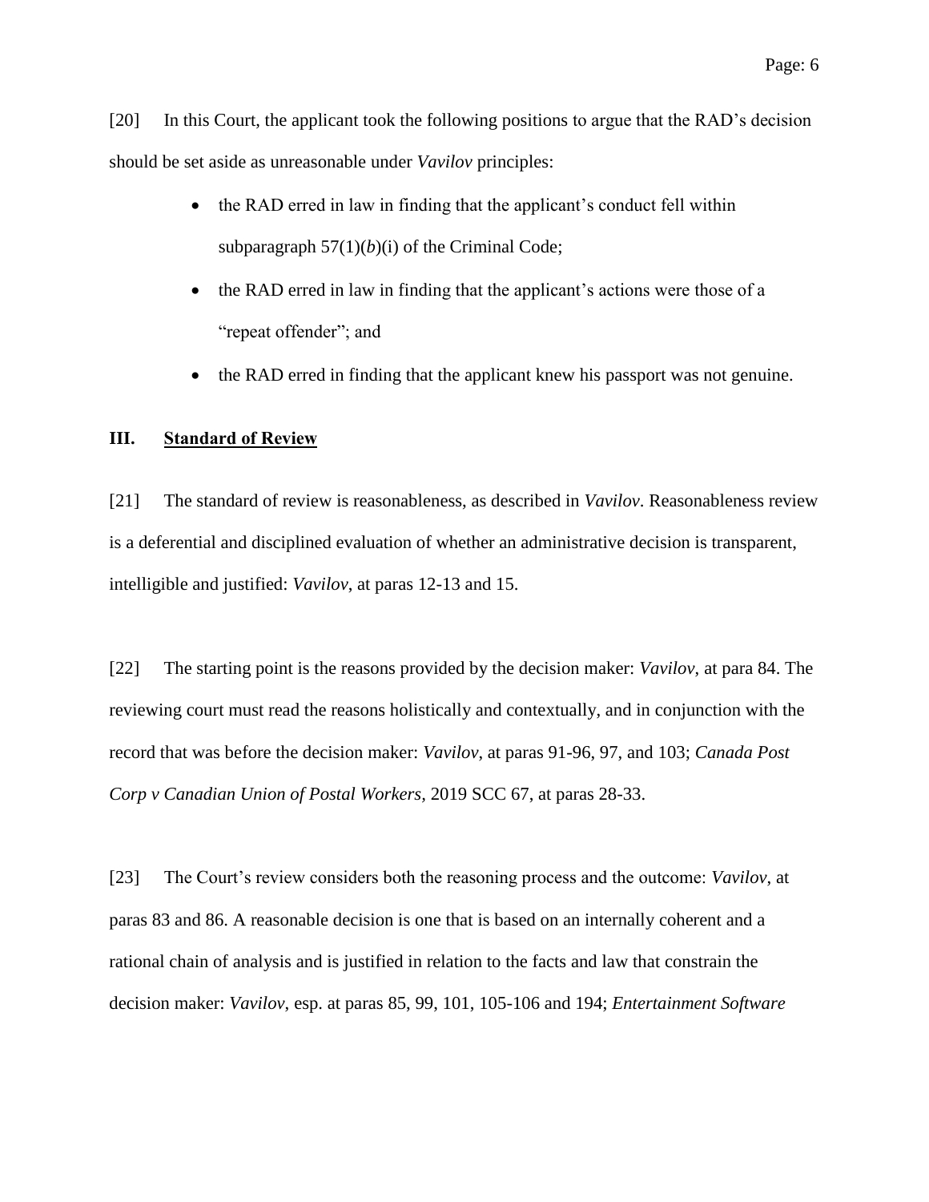[20] In this Court, the applicant took the following positions to argue that the RAD's decision should be set aside as unreasonable under *Vavilov* principles:

- the RAD erred in law in finding that the applicant's conduct fell within subparagraph 57(1)(*b*)(i) of the Criminal Code;
- the RAD erred in law in finding that the applicant's actions were those of a "repeat offender"; and
- the RAD erred in finding that the applicant knew his passport was not genuine.

## III. <u>Standard of Review</u>

[21] The standard of review is reasonableness, as described in *Vavilov*. Reasonableness review is a deferential and disciplined evaluation of whether an administrative decision is transparent, intelligible and justified: *Vavilov*, at paras 12-13 and 15.

[22] The starting point is the reasons provided by the decision maker: *Vavilov*, at para 84. The reviewing court must read the reasons holistically and contextually, and in conjunction with the record that was before the decision maker: *Vavilov*, at paras 91-96, 97, and 103; *Canada Post Corp v Canadian Union of Postal Workers*, 2019 SCC 67, at paras 28-33.

[23] The Court's review considers both the reasoning process and the outcome: *Vavilov*, at paras 83 and 86. A reasonable decision is one that is based on an internally coherent and a rational chain of analysis and is justified in relation to the facts and law that constrain the decision maker: *Vavilov*, esp. at paras 85, 99, 101, 105-106 and 194; *Entertainment Software*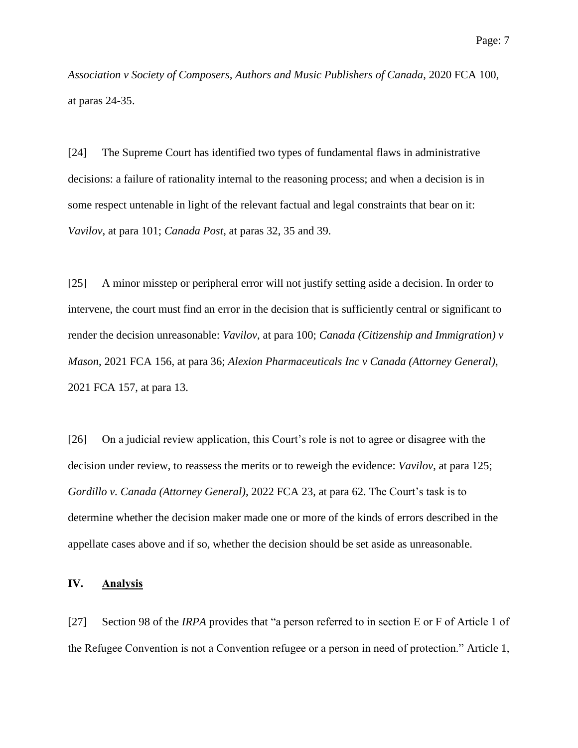*Association v Society of Composers, Authors and Music Publishers of Canada*, 2020 FCA 100, at paras 24-35.

[24] The Supreme Court has identified two types of fundamental flaws in administrative decisions: a failure of rationality internal to the reasoning process; and when a decision is in some respect untenable in light of the relevant factual and legal constraints that bear on it: *Vavilov*, at para 101; *Canada Post*, at paras 32, 35 and 39.

[25] A minor misstep or peripheral error will not justify setting aside a decision. In order to intervene, the court must find an error in the decision that is sufficiently central or significant to render the decision unreasonable: *Vavilov*, at para 100; *Canada (Citizenship and Immigration) v Mason*, 2021 FCA 156, at para 36; *Alexion Pharmaceuticals Inc v Canada (Attorney General)*, 2021 FCA 157, at para 13.

[26] On a judicial review application, this Court's role is not to agree or disagree with the decision under review, to reassess the merits or to reweigh the evidence: *Vavilov*, at para 125; *Gordillo v. Canada (Attorney General)*, 2022 FCA 23, at para 62. The Court's task is to determine whether the decision maker made one or more of the kinds of errors described in the appellate cases above and if so, whether the decision should be set aside as unreasonable.

## IV. Analysis

[27] Section 98 of the *IRPA* provides that "a person referred to in section E or F of Article 1 of the Refugee Convention is not a Convention refugee or a person in need of protection." Article 1,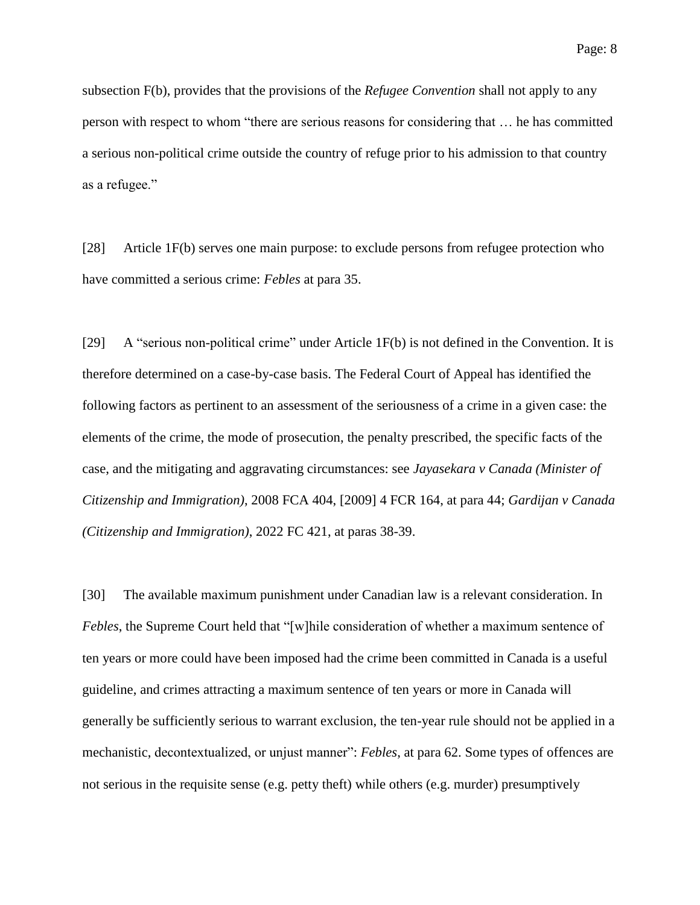subsection F(b), provides that the provisions of the *Refugee Convention* shall not apply to any person with respect to whom "there are serious reasons for considering that … he has committed a serious non-political crime outside the country of refuge prior to his admission to that country as a refugee."

[28] Article 1F(b) serves one main purpose: to exclude persons from refugee protection who have committed a serious crime: *Febles* at para 35.

[29] A "serious non-political crime" under Article 1F(b) is not defined in the Convention. It is therefore determined on a case-by-case basis. The Federal Court of Appeal has identified the following factors as pertinent to an assessment of the seriousness of a crime in a given case: the elements of the crime, the mode of prosecution, the penalty prescribed, the specific facts of the case, and the mitigating and aggravating circumstances: see *Jayasekara v Canada (Minister of Citizenship and Immigration)*, 2008 FCA 404, [2009] 4 FCR 164, at para 44; *Gardijan v Canada (Citizenship and Immigration)*, 2022 FC 421, at paras 38-39.

[30] The available maximum punishment under Canadian law is a relevant consideration. In *Febles*, the Supreme Court held that "[w]hile consideration of whether a maximum sentence of ten years or more could have been imposed had the crime been committed in Canada is a useful guideline, and crimes attracting a maximum sentence of ten years or more in Canada will generally be sufficiently serious to warrant exclusion, the ten-year rule should not be applied in a mechanistic, decontextualized, or unjust manner": *Febles*, at para 62. Some types of offences are not serious in the requisite sense (e.g. petty theft) while others (e.g. murder) presumptively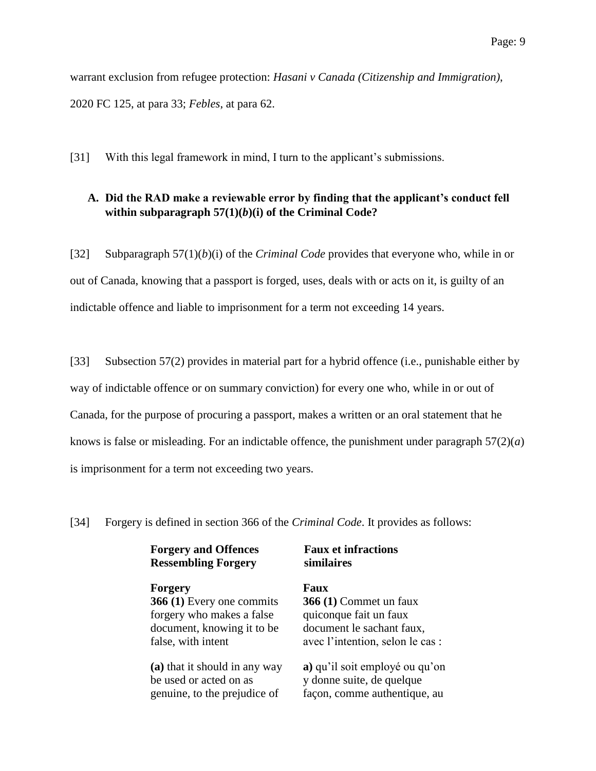warrant exclusion from refugee protection: *Hasani v Canada (Citizenship and Immigration)*, 2020 FC 125, at para 33; *Febles*, at para 62.

[31] With this legal framework in mind, I turn to the applicant's submissions.

### A. Did the RAD make a reviewable error by finding that the applicant's conduct fell within subparagraph 57(1)(*b*)(i) of the Criminal Code?

[32] Subparagraph 57(1)(*b*)(i) of the *Criminal Code* provides that everyone who, while in or out of Canada, knowing that a passport is forged, uses, deals with or acts on it, is guilty of an indictable offence and liable to imprisonment for a term not exceeding 14 years.

[33] Subsection 57(2) provides in material part for a hybrid offence (i.e., punishable either by way of indictable offence or on summary conviction) for every one who, while in or out of Canada, for the purpose of procuring a passport, makes a written or an oral statement that he knows is false or misleading. For an indictable offence, the punishment under paragraph 57(2)(*a*) is imprisonment for a term not exceeding two years.

[34] Forgery is defined in section 366 of the *Criminal Code*. It provides as follows:

| **Forgery and Offences Ressembling Forgery** | **Faux et infractions similaires** |
|---|---|
| **Forgery**<br>**366 (1)** Every one commits forgery who makes a false document, knowing it to be false, with intent | **Faux**<br>**366 (1)** Commet un faux quiconque fait un faux document le sachant faux, avec l'intention, selon le cas : |
| **(a)** that it should in any way be used or acted on as genuine, to the prejudice of | **a)** qu'il soit employé ou qu'on y donne suite, de quelque façon, comme authentique, au |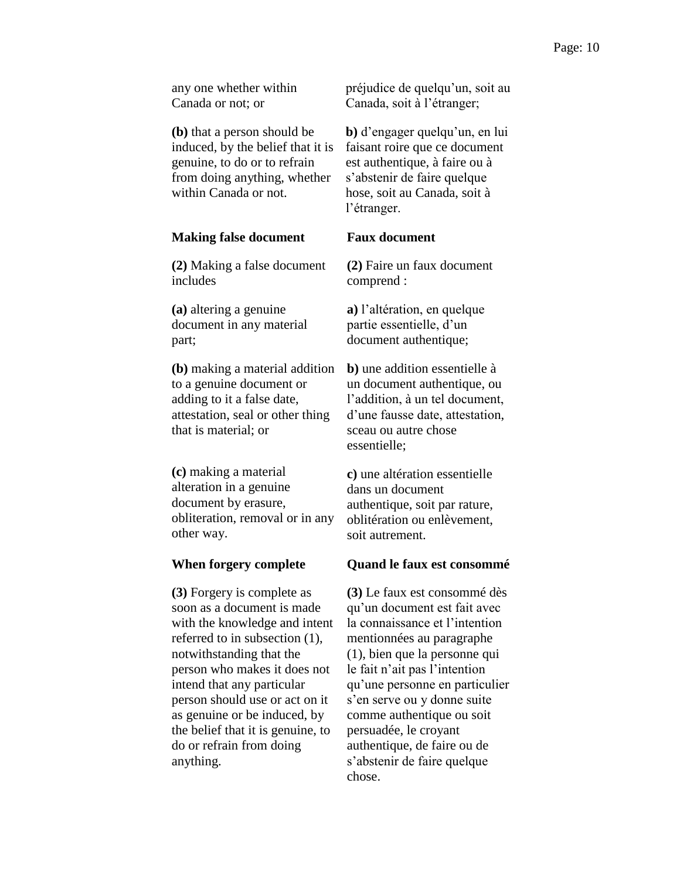| | |
|---|---|
| any one whether within Canada or not; or | préjudice de quelqu'un, soit au Canada, soit à l'étranger; |
| **(b)** that a person should be induced, by the belief that it is genuine, to do or to refrain from doing anything, whether within Canada or not. | **b)** d'engager quelqu'un, en lui faisant roire que ce document est authentique, à faire ou à s'abstenir de faire quelque hose, soit au Canada, soit à l'étranger. |
| **Making false document** | **Faux document** |
| **(2)** Making a false document includes | **(2)** Faire un faux document comprend : |
| **(a)** altering a genuine document in any material part; | **a)** l'altération, en quelque partie essentielle, d'un document authentique; |
| **(b)** making a material addition to a genuine document or adding to it a false date, attestation, seal or other thing that is material; or | **b)** une addition essentielle à un document authentique, ou l'addition, à un tel document, d'une fausse date, attestation, sceau ou autre chose essentielle; |
| **(c)** making a material alteration in a genuine document by erasure, obliteration, removal or in any other way. | **c)** une altération essentielle dans un document authentique, soit par rature, oblitération ou enlèvement, soit autrement. |
| **When forgery complete** | **Quand le faux est consommé** |
| **(3)** Forgery is complete as soon as a document is made with the knowledge and intent referred to in subsection (1), notwithstanding that the person who makes it does not intend that any particular person should use or act on it as genuine or be induced, by the belief that it is genuine, to do or refrain from doing anything. | **(3)** Le faux est consommé dès qu'un document est fait avec la connaissance et l'intention mentionnées au paragraphe (1), bien que la personne qui le fait n'ait pas l'intention qu'une personne en particulier s'en serve ou y donne suite comme authentique ou soit persuadée, le croyant authentique, de faire ou de s'abstenir de faire quelque chose. |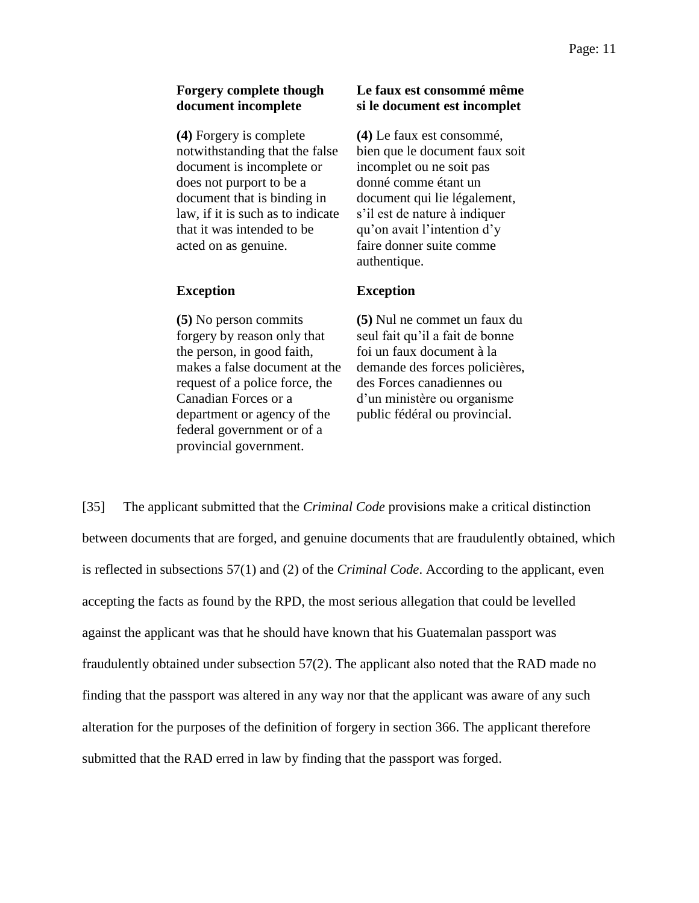| **Forgery complete though document incomplete** | **Le faux est consommé même si le document est incomplet** |
| --- | --- |
| **(4)** Forgery is complete notwithstanding that the false document is incomplete or does not purport to be a document that is binding in law, if it is such as to indicate that it was intended to be acted on as genuine. | **(4)** Le faux est consommé, bien que le document faux soit incomplet ou ne soit pas donné comme étant un document qui lie légalement, s'il est de nature à indiquer qu'on avait l'intention d'y faire donner suite comme authentique. |
| **Exception** | **Exception** |
| **(5)** No person commits forgery by reason only that the person, in good faith, makes a false document at the request of a police force, the Canadian Forces or a department or agency of the federal government or of a provincial government. | **(5)** Nul ne commet un faux du seul fait qu'il a fait de bonne foi un faux document à la demande des forces policières, des Forces canadiennes ou d'un ministère ou organisme public fédéral ou provincial. |

[35] The applicant submitted that the *Criminal Code* provisions make a critical distinction between documents that are forged, and genuine documents that are fraudulently obtained, which is reflected in subsections 57(1) and (2) of the *Criminal Code*. According to the applicant, even accepting the facts as found by the RPD, the most serious allegation that could be levelled against the applicant was that he should have known that his Guatemalan passport was fraudulently obtained under subsection 57(2). The applicant also noted that the RAD made no finding that the passport was altered in any way nor that the applicant was aware of any such alteration for the purposes of the definition of forgery in section 366. The applicant therefore submitted that the RAD erred in law by finding that the passport was forged.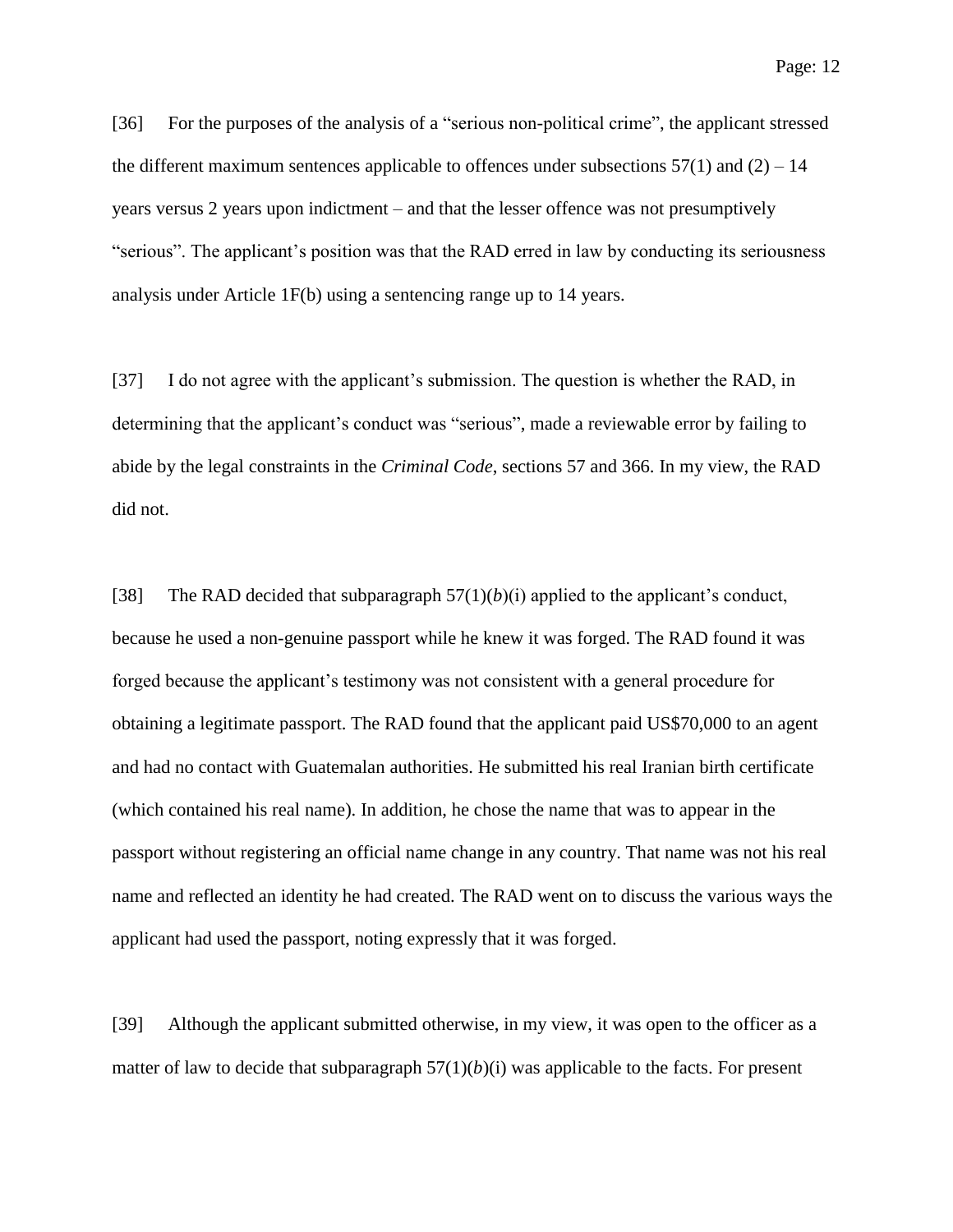[36] For the purposes of the analysis of a "serious non-political crime", the applicant stressed the different maximum sentences applicable to offences under subsections 57(1) and (2) – 14 years versus 2 years upon indictment – and that the lesser offence was not presumptively "serious". The applicant's position was that the RAD erred in law by conducting its seriousness analysis under Article 1F(b) using a sentencing range up to 14 years.

[37] I do not agree with the applicant's submission. The question is whether the RAD, in determining that the applicant's conduct was "serious", made a reviewable error by failing to abide by the legal constraints in the *Criminal Code*, sections 57 and 366. In my view, the RAD did not.

[38] The RAD decided that subparagraph 57(1)(*b*)(i) applied to the applicant's conduct, because he used a non-genuine passport while he knew it was forged. The RAD found it was forged because the applicant's testimony was not consistent with a general procedure for obtaining a legitimate passport. The RAD found that the applicant paid US$70,000 to an agent and had no contact with Guatemalan authorities. He submitted his real Iranian birth certificate (which contained his real name). In addition, he chose the name that was to appear in the passport without registering an official name change in any country. That name was not his real name and reflected an identity he had created. The RAD went on to discuss the various ways the applicant had used the passport, noting expressly that it was forged.

[39] Although the applicant submitted otherwise, in my view, it was open to the officer as a matter of law to decide that subparagraph 57(1)(*b*)(i) was applicable to the facts. For present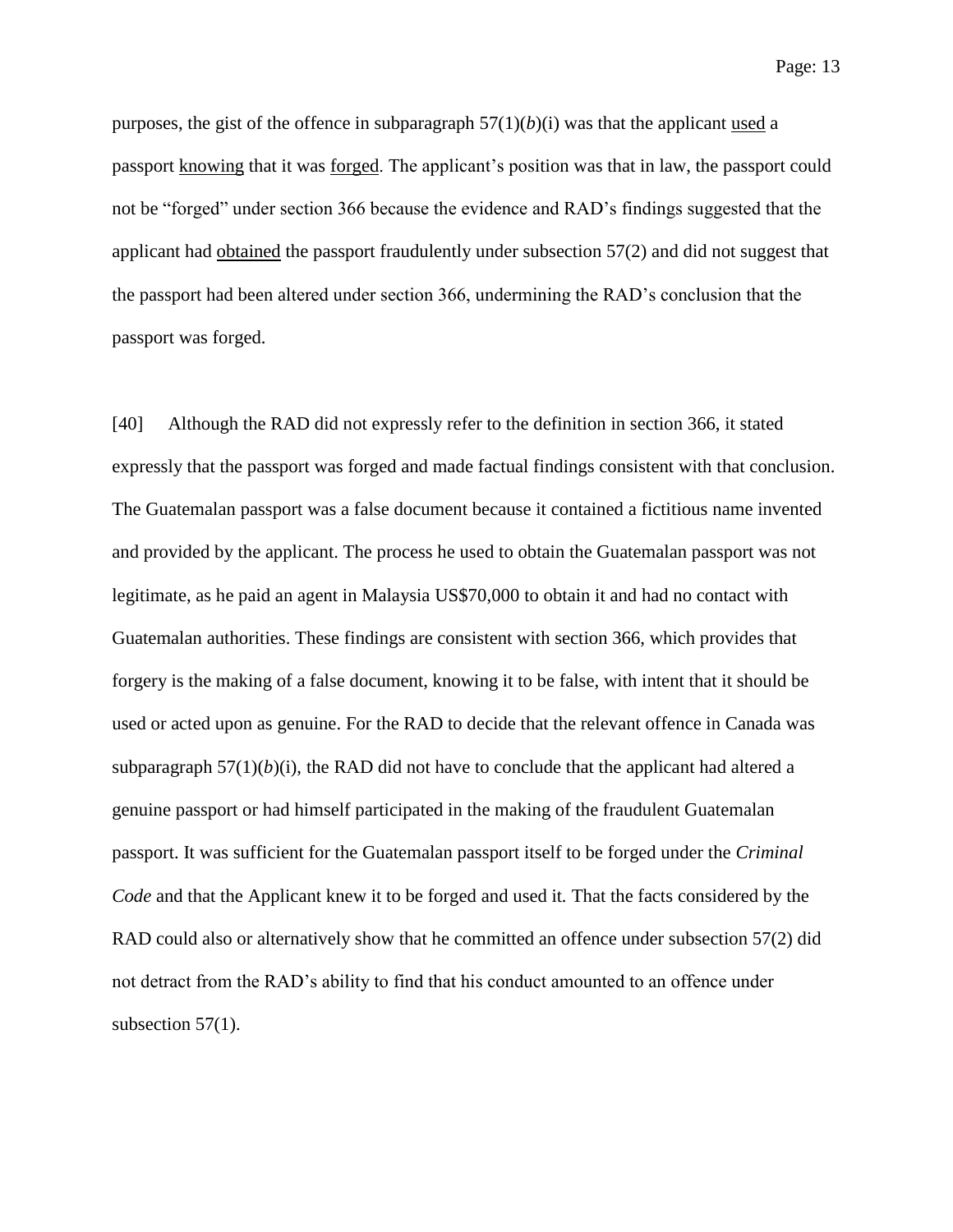purposes, the gist of the offence in subparagraph 57(1)(*b*)(i) was that the applicant used a passport knowing that it was forged. The applicant's position was that in law, the passport could not be "forged" under section 366 because the evidence and RAD's findings suggested that the applicant had obtained the passport fraudulently under subsection 57(2) and did not suggest that the passport had been altered under section 366, undermining the RAD's conclusion that the passport was forged.

[40] Although the RAD did not expressly refer to the definition in section 366, it stated expressly that the passport was forged and made factual findings consistent with that conclusion. The Guatemalan passport was a false document because it contained a fictitious name invented and provided by the applicant. The process he used to obtain the Guatemalan passport was not legitimate, as he paid an agent in Malaysia US$70,000 to obtain it and had no contact with Guatemalan authorities. These findings are consistent with section 366, which provides that forgery is the making of a false document, knowing it to be false, with intent that it should be used or acted upon as genuine. For the RAD to decide that the relevant offence in Canada was subparagraph 57(1)(*b*)(i), the RAD did not have to conclude that the applicant had altered a genuine passport or had himself participated in the making of the fraudulent Guatemalan passport. It was sufficient for the Guatemalan passport itself to be forged under the *Criminal Code* and that the Applicant knew it to be forged and used it. That the facts considered by the RAD could also or alternatively show that he committed an offence under subsection 57(2) did not detract from the RAD's ability to find that his conduct amounted to an offence under subsection 57(1).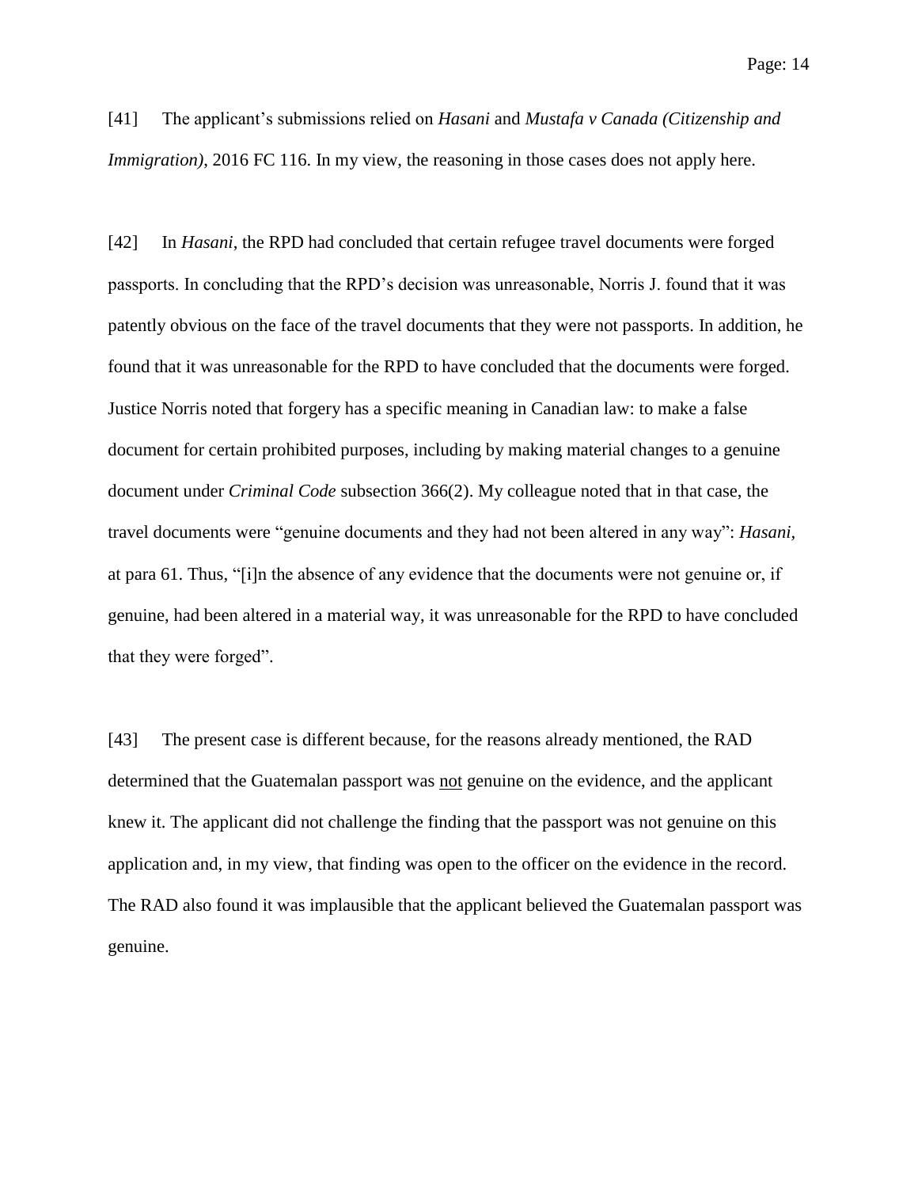[41] The applicant's submissions relied on *Hasani* and *Mustafa v Canada (Citizenship and Immigration)*, 2016 FC 116. In my view, the reasoning in those cases does not apply here.

[42] In *Hasani*, the RPD had concluded that certain refugee travel documents were forged passports. In concluding that the RPD's decision was unreasonable, Norris J. found that it was patently obvious on the face of the travel documents that they were not passports. In addition, he found that it was unreasonable for the RPD to have concluded that the documents were forged. Justice Norris noted that forgery has a specific meaning in Canadian law: to make a false document for certain prohibited purposes, including by making material changes to a genuine document under *Criminal Code* subsection 366(2). My colleague noted that in that case, the travel documents were "genuine documents and they had not been altered in any way": *Hasani*, at para 61. Thus, "[i]n the absence of any evidence that the documents were not genuine or, if genuine, had been altered in a material way, it was unreasonable for the RPD to have concluded that they were forged".

[43] The present case is different because, for the reasons already mentioned, the RAD determined that the Guatemalan passport was <u>not</u> genuine on the evidence, and the applicant knew it. The applicant did not challenge the finding that the passport was not genuine on this application and, in my view, that finding was open to the officer on the evidence in the record. The RAD also found it was implausible that the applicant believed the Guatemalan passport was genuine.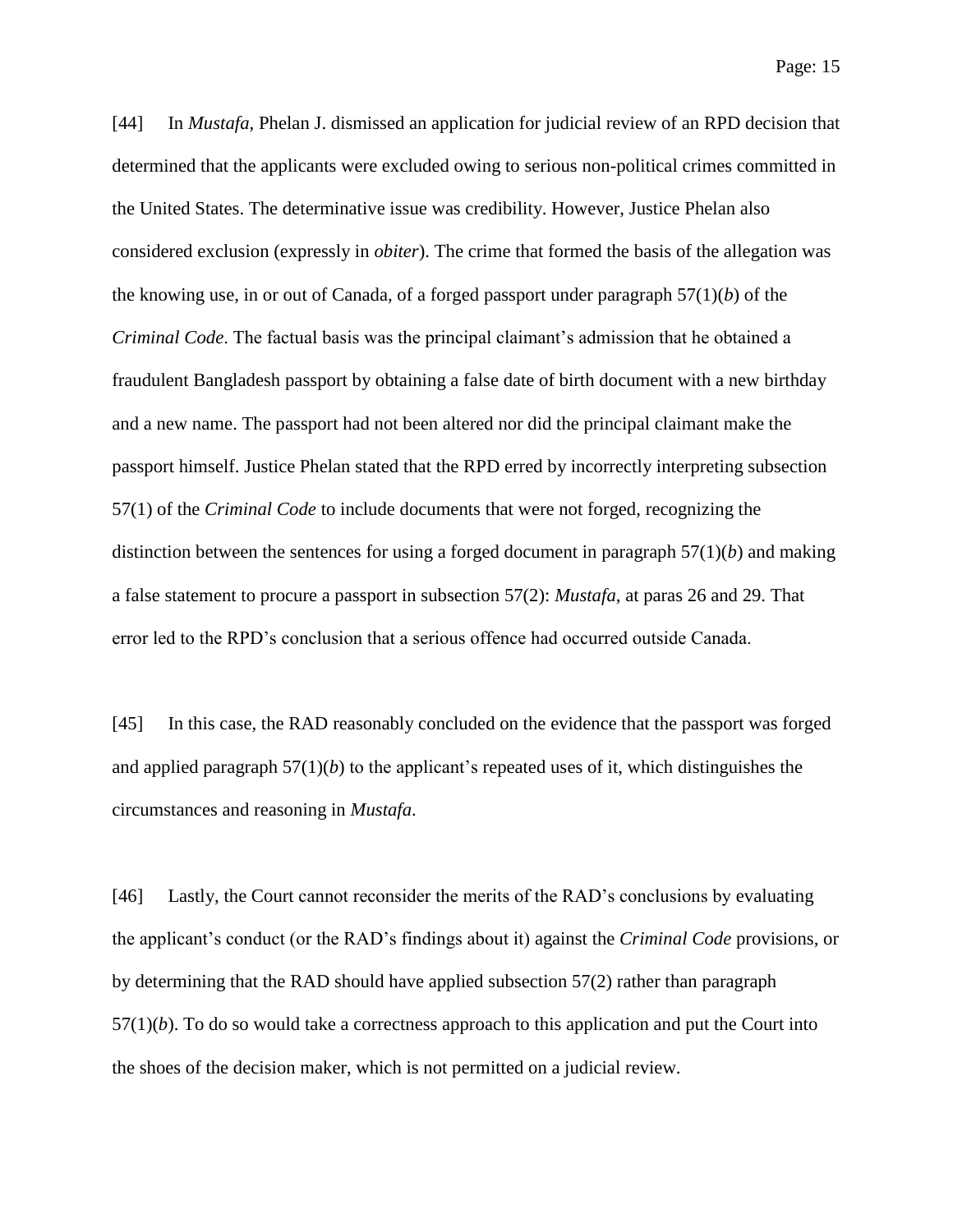[44] In *Mustafa*, Phelan J. dismissed an application for judicial review of an RPD decision that determined that the applicants were excluded owing to serious non-political crimes committed in the United States. The determinative issue was credibility. However, Justice Phelan also considered exclusion (expressly in *obiter*). The crime that formed the basis of the allegation was the knowing use, in or out of Canada, of a forged passport under paragraph 57(1)(*b*) of the *Criminal Code*. The factual basis was the principal claimant's admission that he obtained a fraudulent Bangladesh passport by obtaining a false date of birth document with a new birthday and a new name. The passport had not been altered nor did the principal claimant make the passport himself. Justice Phelan stated that the RPD erred by incorrectly interpreting subsection 57(1) of the *Criminal Code* to include documents that were not forged, recognizing the distinction between the sentences for using a forged document in paragraph 57(1)(*b*) and making a false statement to procure a passport in subsection 57(2): *Mustafa*, at paras 26 and 29. That error led to the RPD's conclusion that a serious offence had occurred outside Canada.

[45] In this case, the RAD reasonably concluded on the evidence that the passport was forged and applied paragraph 57(1)(*b*) to the applicant's repeated uses of it, which distinguishes the circumstances and reasoning in *Mustafa*.

[46] Lastly, the Court cannot reconsider the merits of the RAD's conclusions by evaluating the applicant's conduct (or the RAD's findings about it) against the *Criminal Code* provisions, or by determining that the RAD should have applied subsection 57(2) rather than paragraph 57(1)(*b*). To do so would take a correctness approach to this application and put the Court into the shoes of the decision maker, which is not permitted on a judicial review.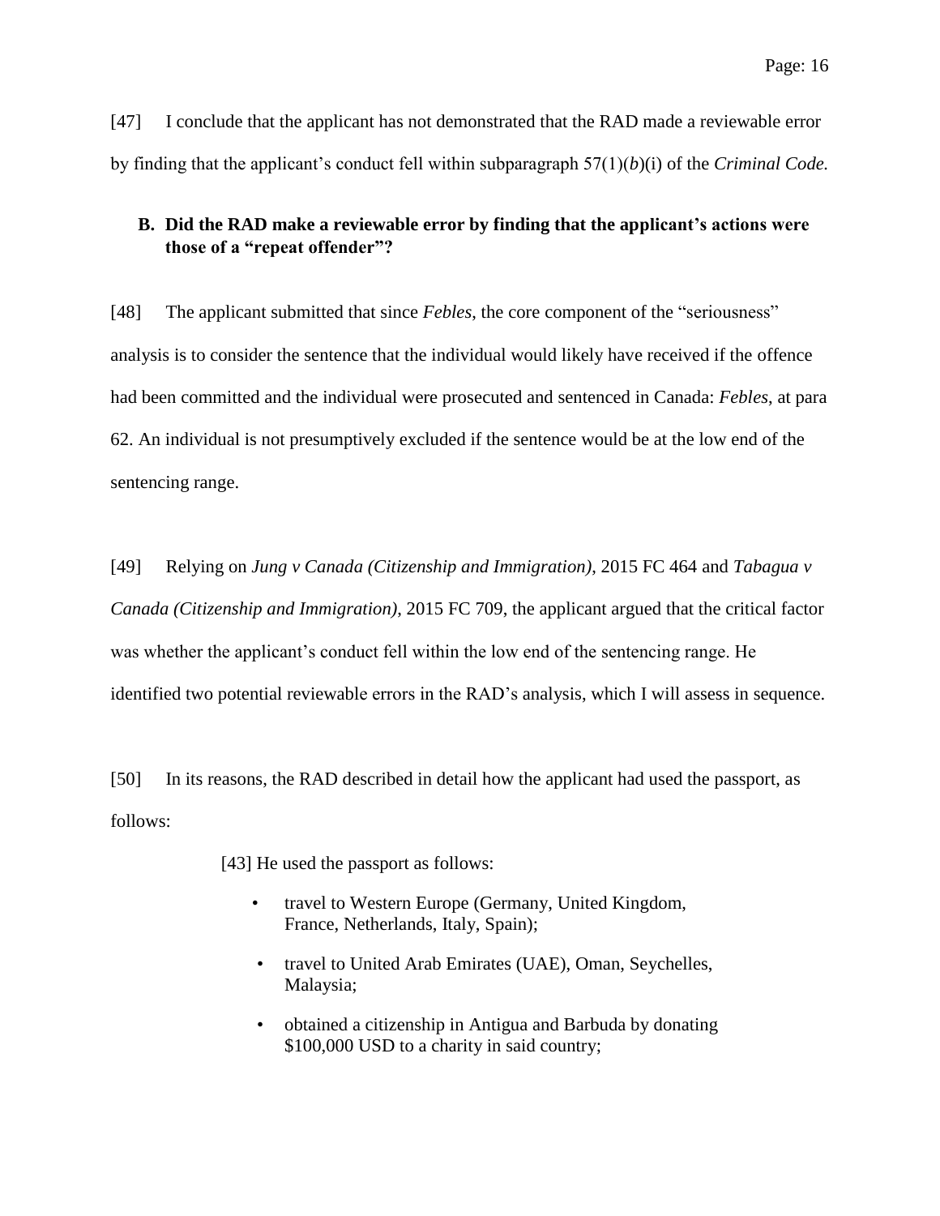[47] I conclude that the applicant has not demonstrated that the RAD made a reviewable error by finding that the applicant's conduct fell within subparagraph 57(1)(*b*)(i) of the *Criminal Code.*

### B. Did the RAD make a reviewable error by finding that the applicant's actions were those of a "repeat offender"?

[48] The applicant submitted that since *Febles*, the core component of the "seriousness" analysis is to consider the sentence that the individual would likely have received if the offence had been committed and the individual were prosecuted and sentenced in Canada: *Febles*, at para 62. An individual is not presumptively excluded if the sentence would be at the low end of the sentencing range.

[49] Relying on *Jung v Canada (Citizenship and Immigration)*, 2015 FC 464 and *Tabagua v Canada (Citizenship and Immigration)*, 2015 FC 709, the applicant argued that the critical factor was whether the applicant's conduct fell within the low end of the sentencing range. He identified two potential reviewable errors in the RAD's analysis, which I will assess in sequence.

[50] In its reasons, the RAD described in detail how the applicant had used the passport, as follows:

> [43] He used the passport as follows:
>
> - travel to Western Europe (Germany, United Kingdom, France, Netherlands, Italy, Spain);
> - travel to United Arab Emirates (UAE), Oman, Seychelles, Malaysia;
> - obtained a citizenship in Antigua and Barbuda by donating $100,000 USD to a charity in said country;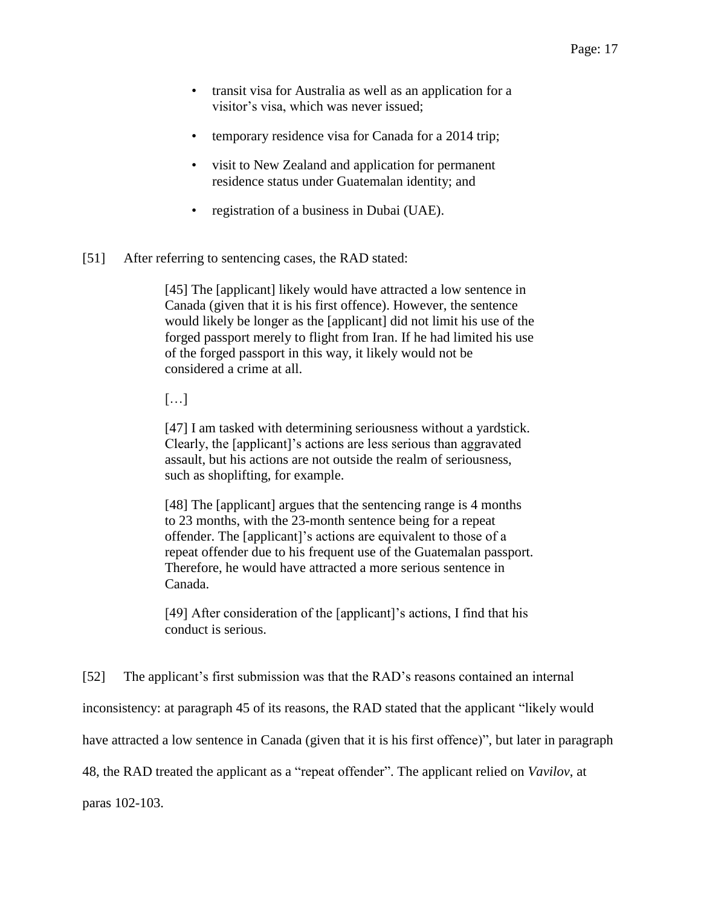- transit visa for Australia as well as an application for a visitor's visa, which was never issued;
- temporary residence visa for Canada for a 2014 trip;
- visit to New Zealand and application for permanent residence status under Guatemalan identity; and
- registration of a business in Dubai (UAE).

[51] After referring to sentencing cases, the RAD stated:

> [45] The [applicant] likely would have attracted a low sentence in Canada (given that it is his first offence). However, the sentence would likely be longer as the [applicant] did not limit his use of the forged passport merely to flight from Iran. If he had limited his use of the forged passport in this way, it likely would not be considered a crime at all.
>
> […]
>
> [47] I am tasked with determining seriousness without a yardstick. Clearly, the [applicant]'s actions are less serious than aggravated assault, but his actions are not outside the realm of seriousness, such as shoplifting, for example.
>
> [48] The [applicant] argues that the sentencing range is 4 months to 23 months, with the 23-month sentence being for a repeat offender. The [applicant]'s actions are equivalent to those of a repeat offender due to his frequent use of the Guatemalan passport. Therefore, he would have attracted a more serious sentence in Canada.
>
> [49] After consideration of the [applicant]'s actions, I find that his conduct is serious.

[52] The applicant's first submission was that the RAD's reasons contained an internal inconsistency: at paragraph 45 of its reasons, the RAD stated that the applicant "likely would have attracted a low sentence in Canada (given that it is his first offence)", but later in paragraph 48, the RAD treated the applicant as a "repeat offender". The applicant relied on *Vavilov*, at paras 102-103.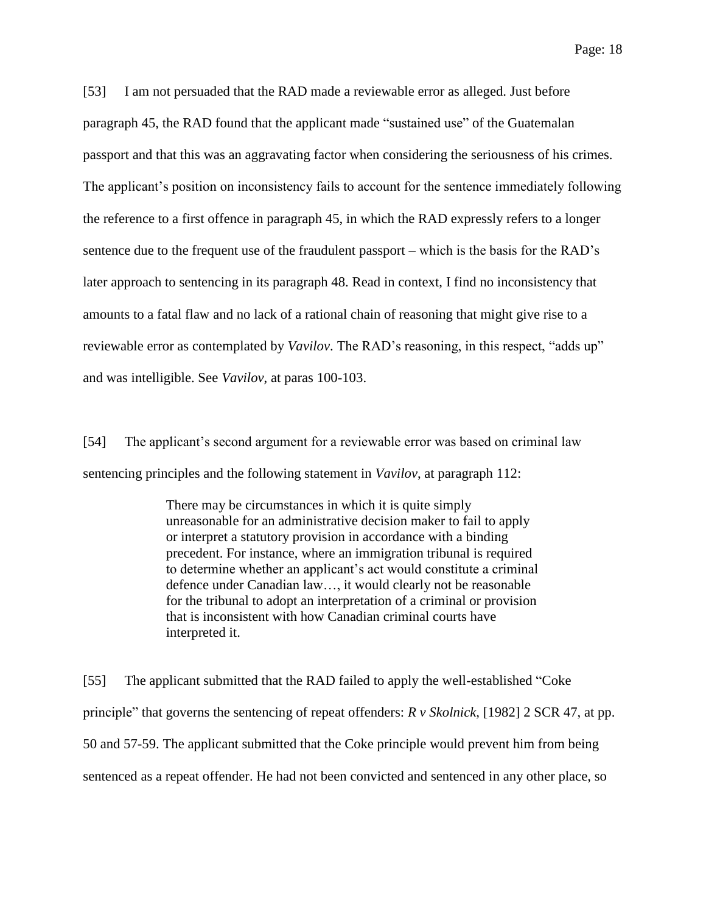[53] I am not persuaded that the RAD made a reviewable error as alleged. Just before paragraph 45, the RAD found that the applicant made "sustained use" of the Guatemalan passport and that this was an aggravating factor when considering the seriousness of his crimes. The applicant's position on inconsistency fails to account for the sentence immediately following the reference to a first offence in paragraph 45, in which the RAD expressly refers to a longer sentence due to the frequent use of the fraudulent passport – which is the basis for the RAD's later approach to sentencing in its paragraph 48. Read in context, I find no inconsistency that amounts to a fatal flaw and no lack of a rational chain of reasoning that might give rise to a reviewable error as contemplated by *Vavilov*. The RAD's reasoning, in this respect, "adds up" and was intelligible. See *Vavilov*, at paras 100-103.

[54] The applicant's second argument for a reviewable error was based on criminal law sentencing principles and the following statement in *Vavilov*, at paragraph 112:

> There may be circumstances in which it is quite simply unreasonable for an administrative decision maker to fail to apply or interpret a statutory provision in accordance with a binding precedent. For instance, where an immigration tribunal is required to determine whether an applicant's act would constitute a criminal defence under Canadian law…, it would clearly not be reasonable for the tribunal to adopt an interpretation of a criminal or provision that is inconsistent with how Canadian criminal courts have interpreted it.

[55] The applicant submitted that the RAD failed to apply the well-established "Coke principle" that governs the sentencing of repeat offenders: *R v Skolnick*, [1982] 2 SCR 47, at pp. 50 and 57-59. The applicant submitted that the Coke principle would prevent him from being sentenced as a repeat offender. He had not been convicted and sentenced in any other place, so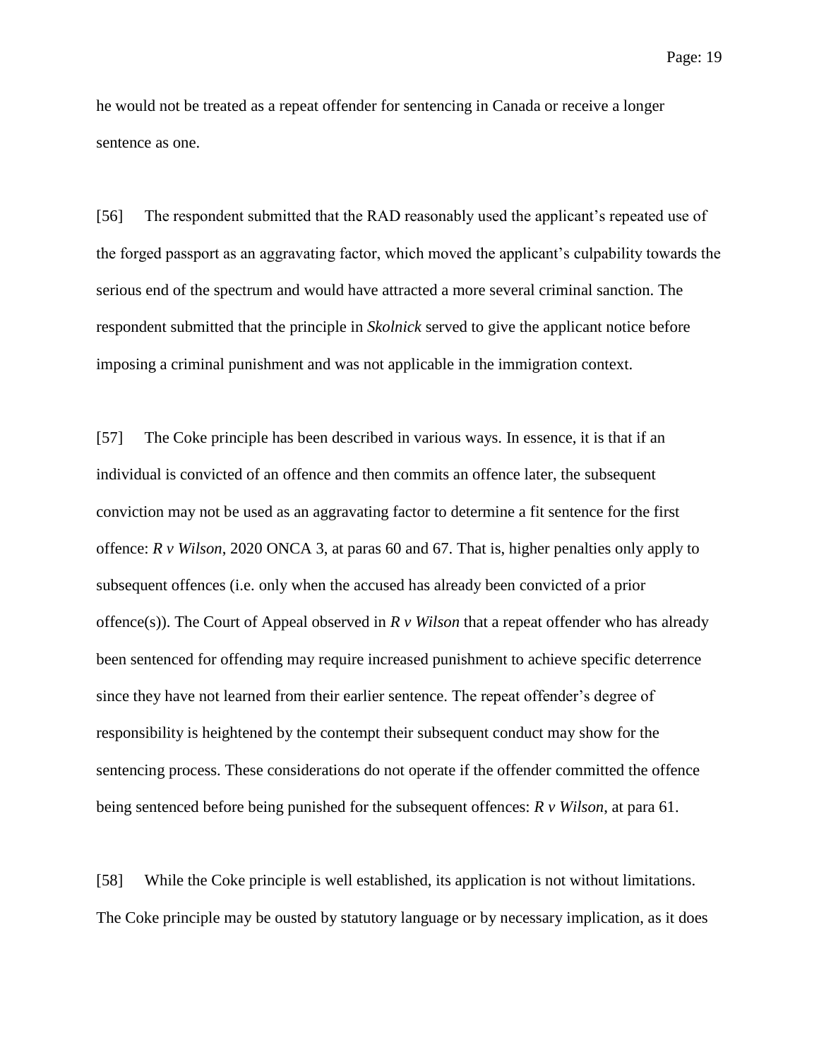he would not be treated as a repeat offender for sentencing in Canada or receive a longer sentence as one.

[56] The respondent submitted that the RAD reasonably used the applicant's repeated use of the forged passport as an aggravating factor, which moved the applicant's culpability towards the serious end of the spectrum and would have attracted a more several criminal sanction. The respondent submitted that the principle in *Skolnick* served to give the applicant notice before imposing a criminal punishment and was not applicable in the immigration context.

[57] The Coke principle has been described in various ways. In essence, it is that if an individual is convicted of an offence and then commits an offence later, the subsequent conviction may not be used as an aggravating factor to determine a fit sentence for the first offence: *R v Wilson*, 2020 ONCA 3, at paras 60 and 67. That is, higher penalties only apply to subsequent offences (i.e. only when the accused has already been convicted of a prior offence(s)). The Court of Appeal observed in *R v Wilson* that a repeat offender who has already been sentenced for offending may require increased punishment to achieve specific deterrence since they have not learned from their earlier sentence. The repeat offender's degree of responsibility is heightened by the contempt their subsequent conduct may show for the sentencing process. These considerations do not operate if the offender committed the offence being sentenced before being punished for the subsequent offences: *R v Wilson*, at para 61.

[58] While the Coke principle is well established, its application is not without limitations. The Coke principle may be ousted by statutory language or by necessary implication, as it does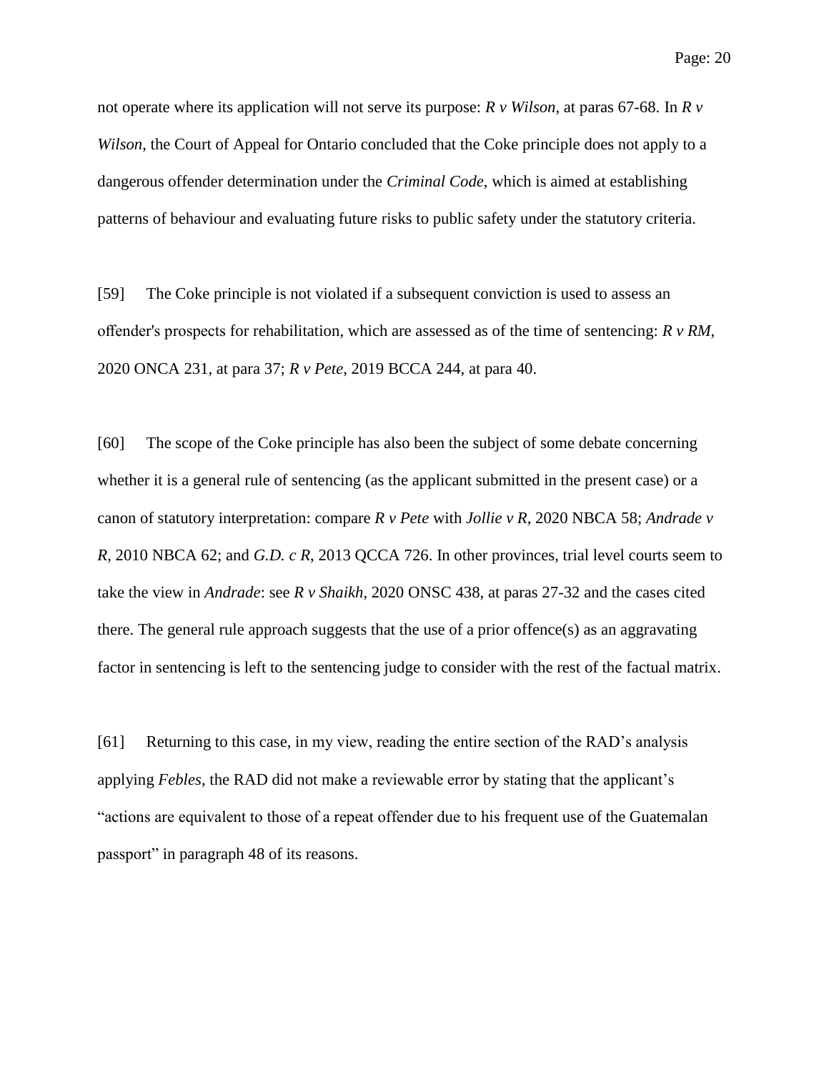not operate where its application will not serve its purpose: *R v Wilson*, at paras 67-68. In *R v Wilson*, the Court of Appeal for Ontario concluded that the Coke principle does not apply to a dangerous offender determination under the *Criminal Code*, which is aimed at establishing patterns of behaviour and evaluating future risks to public safety under the statutory criteria.

[59] The Coke principle is not violated if a subsequent conviction is used to assess an offender's prospects for rehabilitation, which are assessed as of the time of sentencing: *R v RM*, 2020 ONCA 231, at para 37; *R v Pete*, 2019 BCCA 244, at para 40.

[60] The scope of the Coke principle has also been the subject of some debate concerning whether it is a general rule of sentencing (as the applicant submitted in the present case) or a canon of statutory interpretation: compare *R v Pete* with *Jollie v R*, 2020 NBCA 58; *Andrade v R*, 2010 NBCA 62; and *G.D. c R*, 2013 QCCA 726. In other provinces, trial level courts seem to take the view in *Andrade*: see *R v Shaikh*, 2020 ONSC 438, at paras 27-32 and the cases cited there. The general rule approach suggests that the use of a prior offence(s) as an aggravating factor in sentencing is left to the sentencing judge to consider with the rest of the factual matrix.

[61] Returning to this case, in my view, reading the entire section of the RAD's analysis applying *Febles*, the RAD did not make a reviewable error by stating that the applicant's "actions are equivalent to those of a repeat offender due to his frequent use of the Guatemalan passport" in paragraph 48 of its reasons.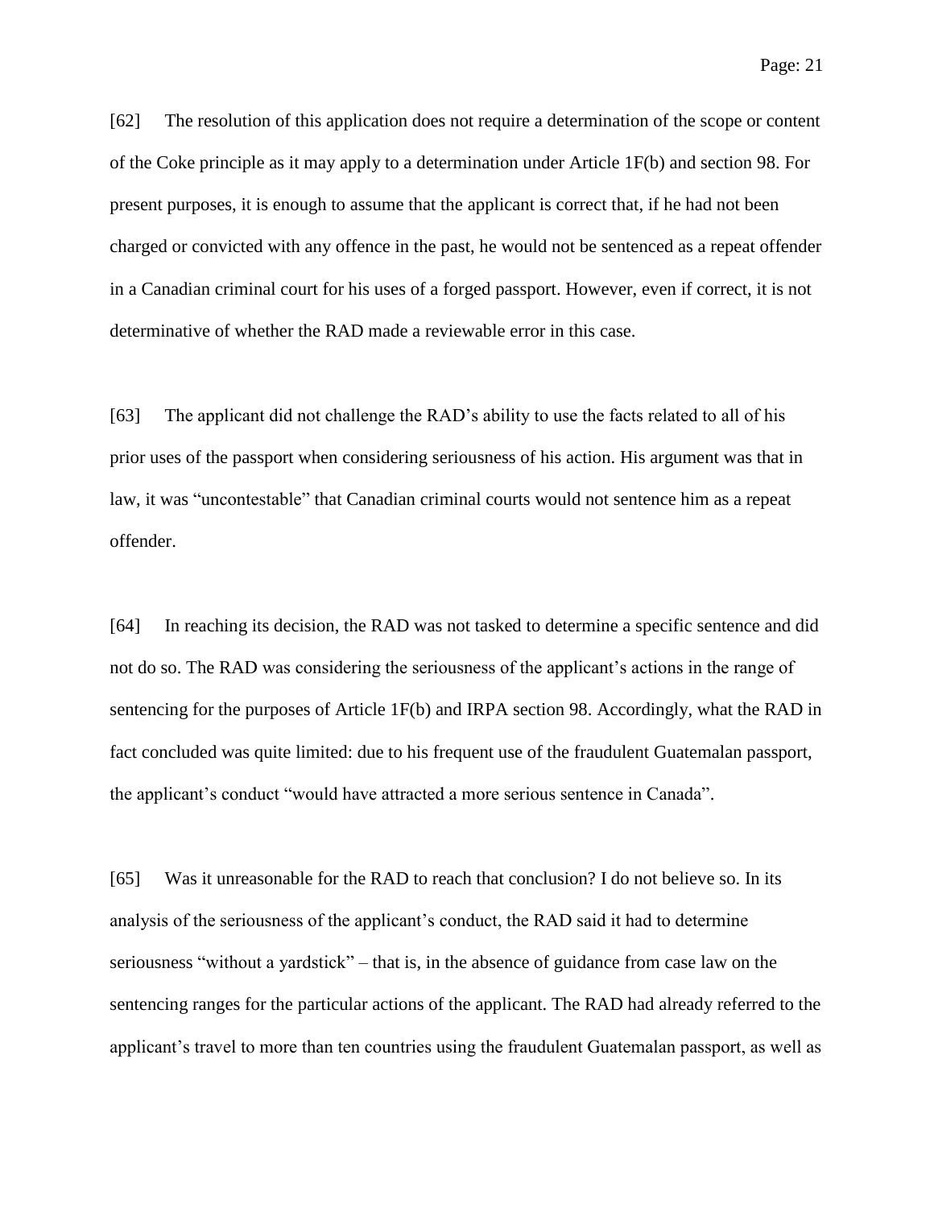[62] The resolution of this application does not require a determination of the scope or content of the Coke principle as it may apply to a determination under Article 1F(b) and section 98. For present purposes, it is enough to assume that the applicant is correct that, if he had not been charged or convicted with any offence in the past, he would not be sentenced as a repeat offender in a Canadian criminal court for his uses of a forged passport. However, even if correct, it is not determinative of whether the RAD made a reviewable error in this case.

[63] The applicant did not challenge the RAD's ability to use the facts related to all of his prior uses of the passport when considering seriousness of his action. His argument was that in law, it was "uncontestable" that Canadian criminal courts would not sentence him as a repeat offender.

[64] In reaching its decision, the RAD was not tasked to determine a specific sentence and did not do so. The RAD was considering the seriousness of the applicant's actions in the range of sentencing for the purposes of Article 1F(b) and IRPA section 98. Accordingly, what the RAD in fact concluded was quite limited: due to his frequent use of the fraudulent Guatemalan passport, the applicant's conduct "would have attracted a more serious sentence in Canada".

[65] Was it unreasonable for the RAD to reach that conclusion? I do not believe so. In its analysis of the seriousness of the applicant's conduct, the RAD said it had to determine seriousness "without a yardstick" – that is, in the absence of guidance from case law on the sentencing ranges for the particular actions of the applicant. The RAD had already referred to the applicant's travel to more than ten countries using the fraudulent Guatemalan passport, as well as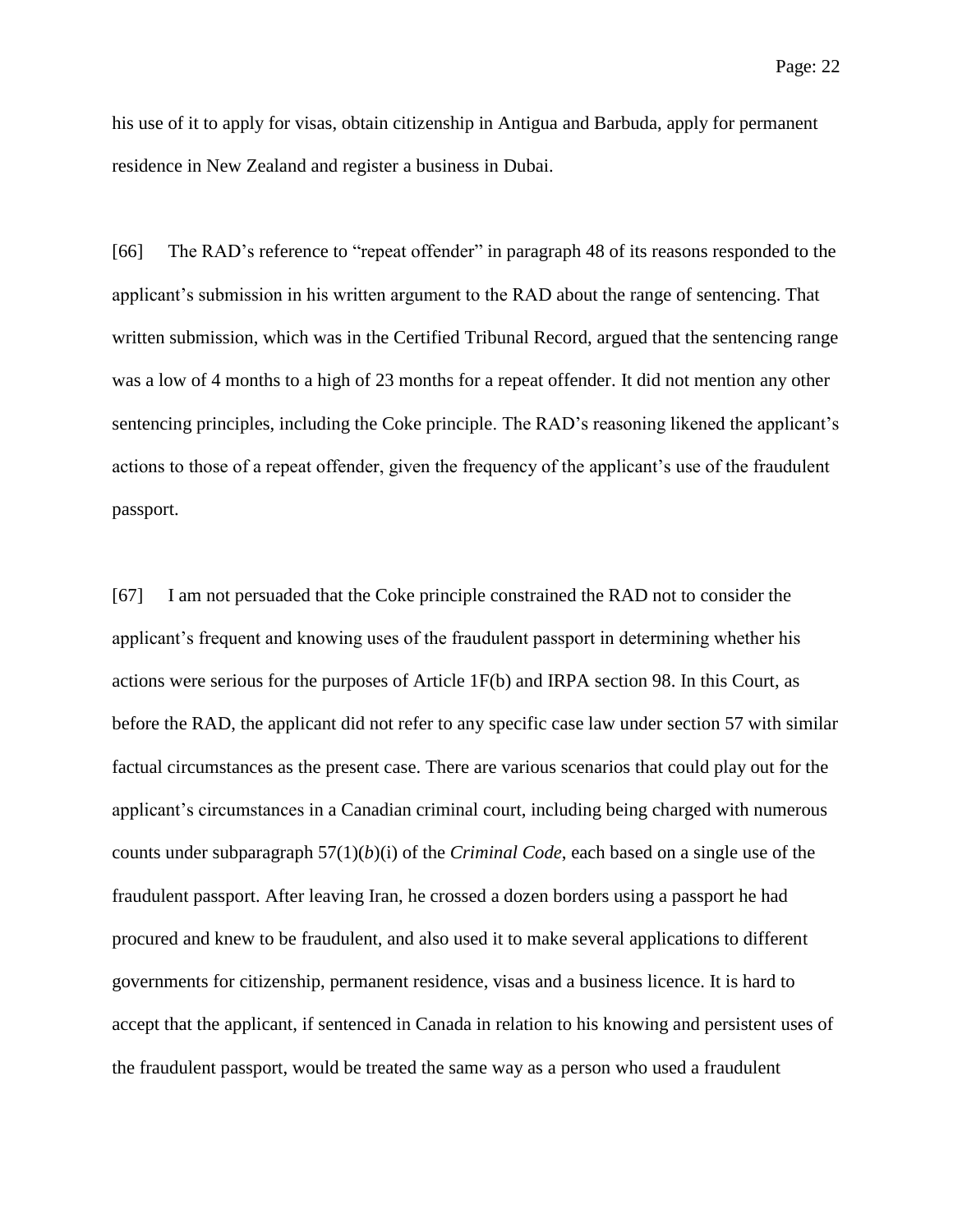his use of it to apply for visas, obtain citizenship in Antigua and Barbuda, apply for permanent residence in New Zealand and register a business in Dubai.

[66] The RAD's reference to "repeat offender" in paragraph 48 of its reasons responded to the applicant's submission in his written argument to the RAD about the range of sentencing. That written submission, which was in the Certified Tribunal Record, argued that the sentencing range was a low of 4 months to a high of 23 months for a repeat offender. It did not mention any other sentencing principles, including the Coke principle. The RAD's reasoning likened the applicant's actions to those of a repeat offender, given the frequency of the applicant's use of the fraudulent passport.

[67] I am not persuaded that the Coke principle constrained the RAD not to consider the applicant's frequent and knowing uses of the fraudulent passport in determining whether his actions were serious for the purposes of Article 1F(b) and IRPA section 98. In this Court, as before the RAD, the applicant did not refer to any specific case law under section 57 with similar factual circumstances as the present case. There are various scenarios that could play out for the applicant's circumstances in a Canadian criminal court, including being charged with numerous counts under subparagraph 57(1)(*b*)(i) of the *Criminal Code*, each based on a single use of the fraudulent passport. After leaving Iran, he crossed a dozen borders using a passport he had procured and knew to be fraudulent, and also used it to make several applications to different governments for citizenship, permanent residence, visas and a business licence. It is hard to accept that the applicant, if sentenced in Canada in relation to his knowing and persistent uses of the fraudulent passport, would be treated the same way as a person who used a fraudulent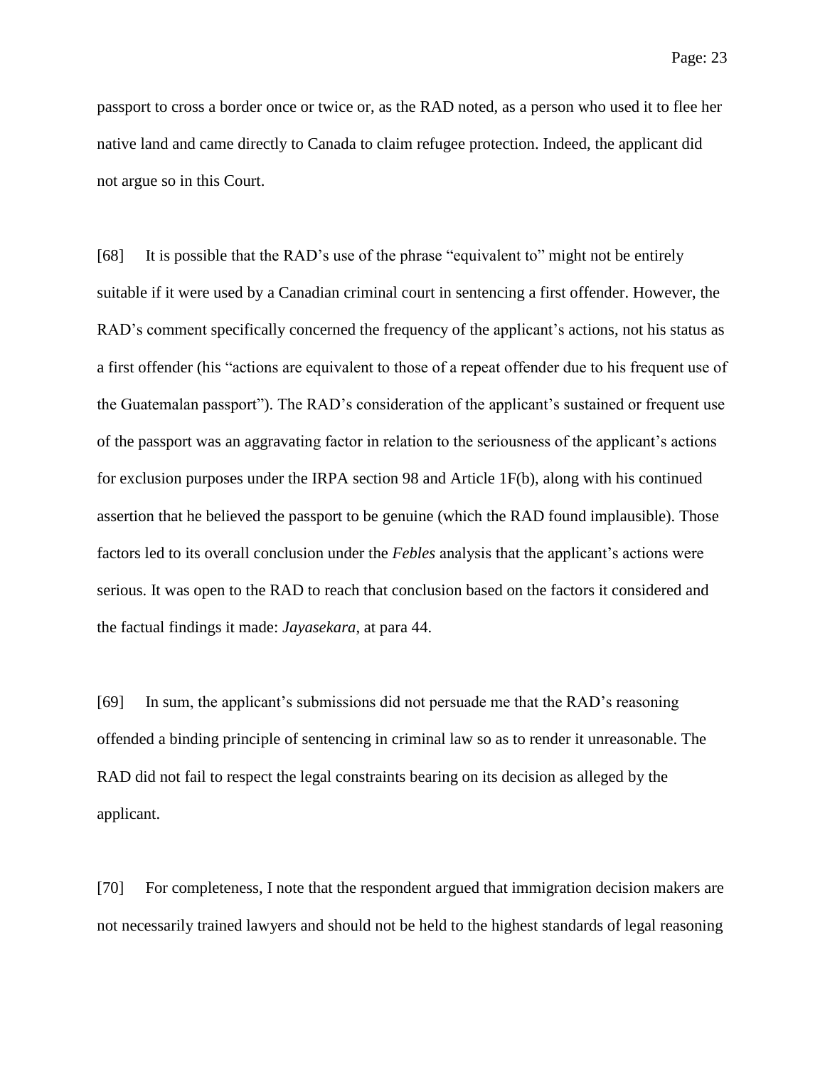passport to cross a border once or twice or, as the RAD noted, as a person who used it to flee her native land and came directly to Canada to claim refugee protection. Indeed, the applicant did not argue so in this Court.

[68] It is possible that the RAD's use of the phrase "equivalent to" might not be entirely suitable if it were used by a Canadian criminal court in sentencing a first offender. However, the RAD's comment specifically concerned the frequency of the applicant's actions, not his status as a first offender (his "actions are equivalent to those of a repeat offender due to his frequent use of the Guatemalan passport"). The RAD's consideration of the applicant's sustained or frequent use of the passport was an aggravating factor in relation to the seriousness of the applicant's actions for exclusion purposes under the IRPA section 98 and Article 1F(b), along with his continued assertion that he believed the passport to be genuine (which the RAD found implausible). Those factors led to its overall conclusion under the *Febles* analysis that the applicant's actions were serious. It was open to the RAD to reach that conclusion based on the factors it considered and the factual findings it made: *Jayasekara*, at para 44.

[69] In sum, the applicant's submissions did not persuade me that the RAD's reasoning offended a binding principle of sentencing in criminal law so as to render it unreasonable. The RAD did not fail to respect the legal constraints bearing on its decision as alleged by the applicant.

[70] For completeness, I note that the respondent argued that immigration decision makers are not necessarily trained lawyers and should not be held to the highest standards of legal reasoning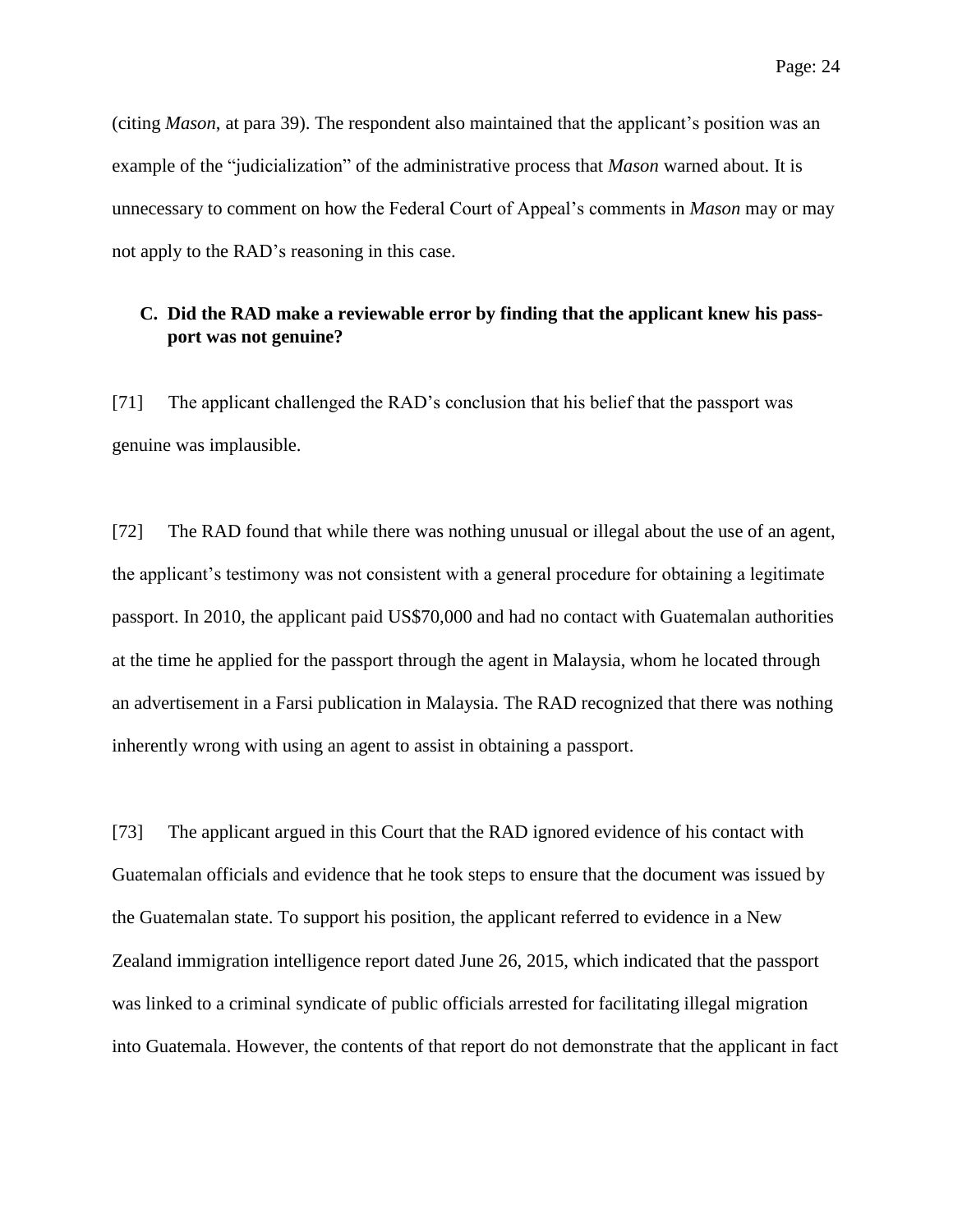(citing *Mason*, at para 39). The respondent also maintained that the applicant's position was an example of the "judicialization" of the administrative process that *Mason* warned about. It is unnecessary to comment on how the Federal Court of Appeal's comments in *Mason* may or may not apply to the RAD's reasoning in this case.

### C. Did the RAD make a reviewable error by finding that the applicant knew his passport was not genuine?

[71] The applicant challenged the RAD's conclusion that his belief that the passport was genuine was implausible.

[72] The RAD found that while there was nothing unusual or illegal about the use of an agent, the applicant's testimony was not consistent with a general procedure for obtaining a legitimate passport. In 2010, the applicant paid US$70,000 and had no contact with Guatemalan authorities at the time he applied for the passport through the agent in Malaysia, whom he located through an advertisement in a Farsi publication in Malaysia. The RAD recognized that there was nothing inherently wrong with using an agent to assist in obtaining a passport.

[73] The applicant argued in this Court that the RAD ignored evidence of his contact with Guatemalan officials and evidence that he took steps to ensure that the document was issued by the Guatemalan state. To support his position, the applicant referred to evidence in a New Zealand immigration intelligence report dated June 26, 2015, which indicated that the passport was linked to a criminal syndicate of public officials arrested for facilitating illegal migration into Guatemala. However, the contents of that report do not demonstrate that the applicant in fact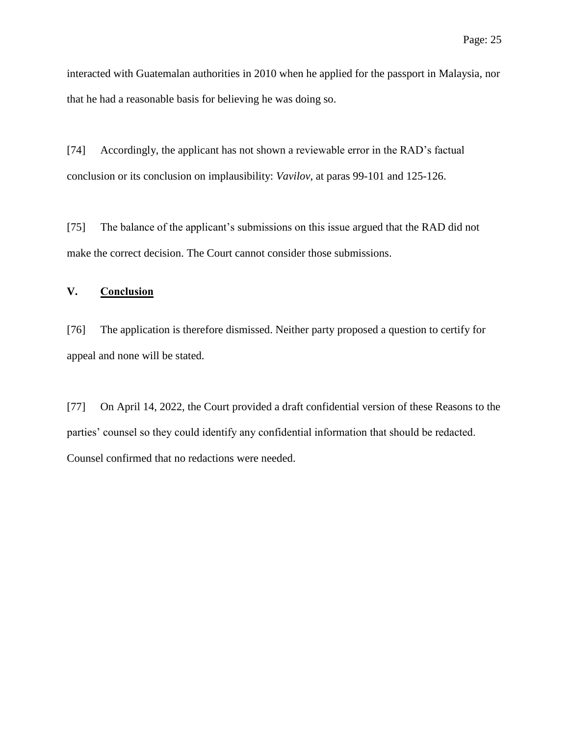interacted with Guatemalan authorities in 2010 when he applied for the passport in Malaysia, nor that he had a reasonable basis for believing he was doing so.

[74] Accordingly, the applicant has not shown a reviewable error in the RAD's factual conclusion or its conclusion on implausibility: *Vavilov*, at paras 99-101 and 125-126.

[75] The balance of the applicant's submissions on this issue argued that the RAD did not make the correct decision. The Court cannot consider those submissions.

## V. <u>Conclusion</u>

[76] The application is therefore dismissed. Neither party proposed a question to certify for appeal and none will be stated.

[77] On April 14, 2022, the Court provided a draft confidential version of these Reasons to the parties' counsel so they could identify any confidential information that should be redacted. Counsel confirmed that no redactions were needed.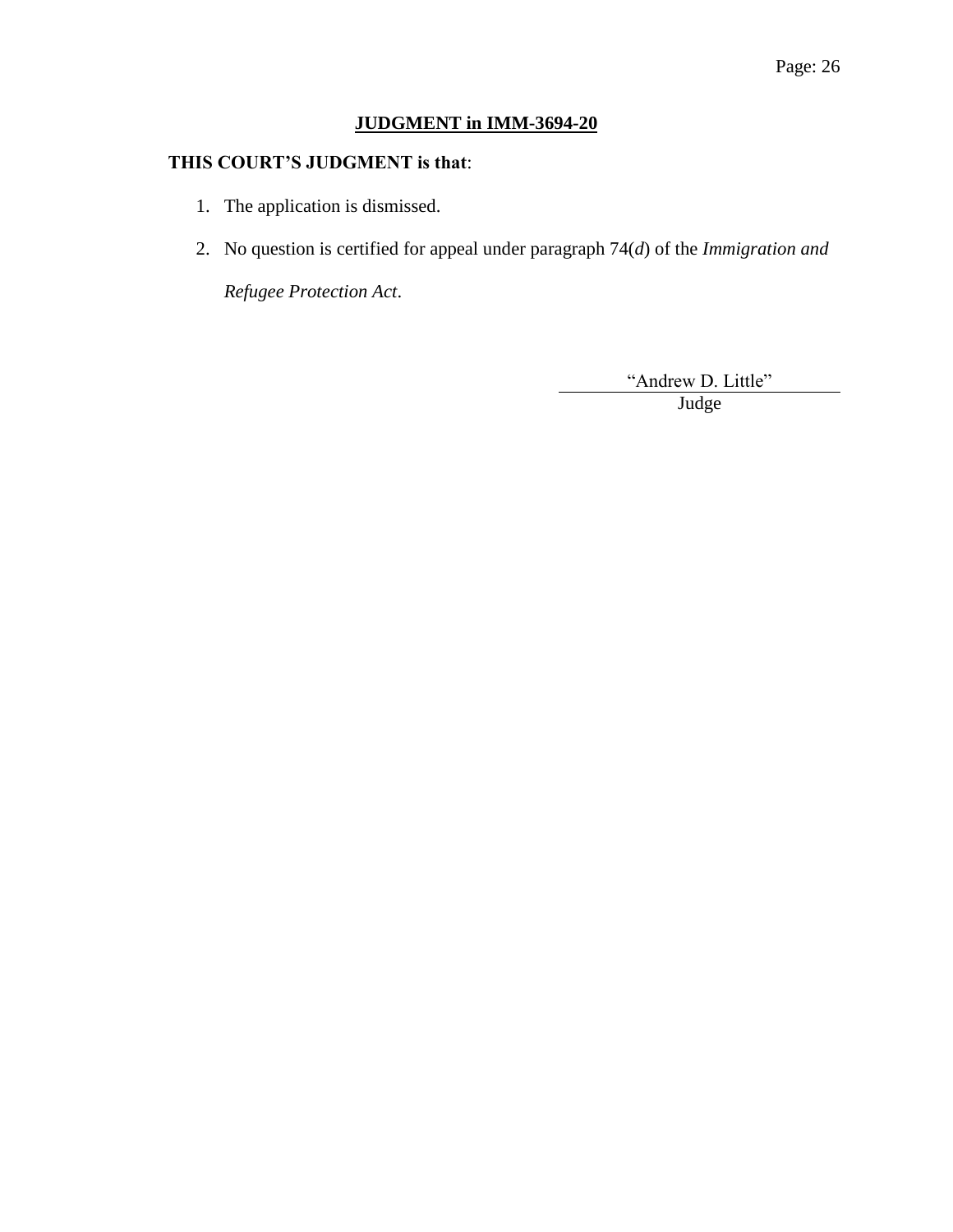**<u>JUDGMENT in IMM-3694-20</u>**

**THIS COURT'S JUDGMENT is that**:

1. The application is dismissed.
2. No question is certified for appeal under paragraph 74(*d*) of the *Immigration and Refugee Protection Act*.

"Andrew D. Little"
Judge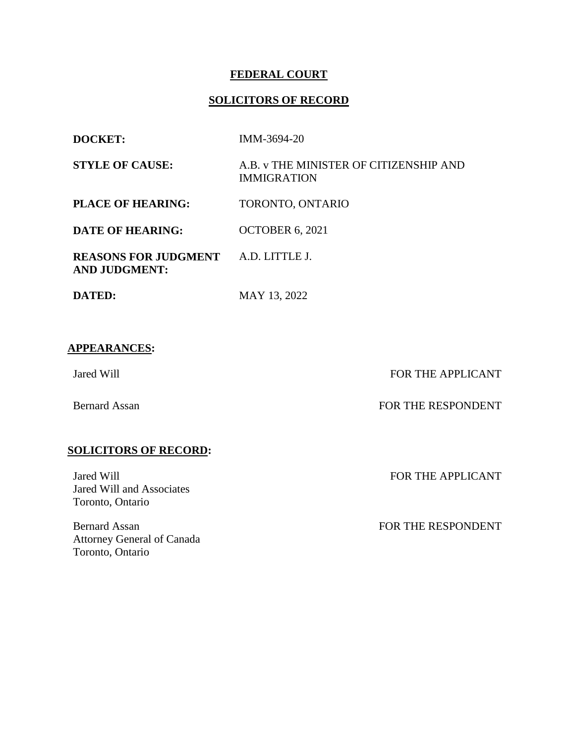**FEDERAL COURT**

**SOLICITORS OF RECORD**

| | |
|---|---|
| **DOCKET:** | IMM-3694-20 |
| **STYLE OF CAUSE:** | A.B. v THE MINISTER OF CITIZENSHIP AND IMMIGRATION |
| **PLACE OF HEARING:** | TORONTO, ONTARIO |
| **DATE OF HEARING:** | OCTOBER 6, 2021 |
| **REASONS FOR JUDGMENT AND JUDGMENT:** | A.D. LITTLE J. |
| **DATED:** | MAY 13, 2022 |

**APPEARANCES:**

| | |
|---|---|
| Jared Will | FOR THE APPLICANT |
| Bernard Assan | FOR THE RESPONDENT |

**SOLICITORS OF RECORD:**

| | |
|---|---|
| Jared Will<br>Jared Will and Associates<br>Toronto, Ontario | FOR THE APPLICANT |
| Bernard Assan<br>Attorney General of Canada<br>Toronto, Ontario | FOR THE RESPONDENT |